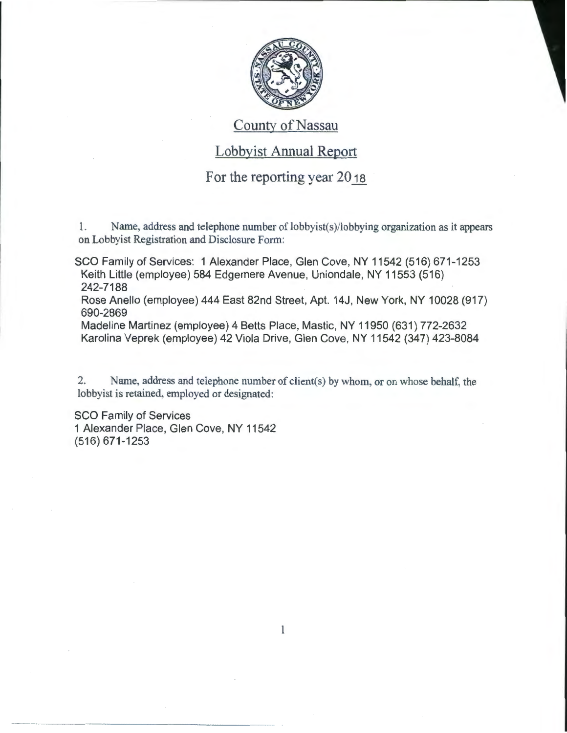# County of Nassau

## Lobbyist Annual Report

### For the reporting year 2018

1. Name, address and telephone number of lobbyist(s)/lobbying organization as it appears on Lobbyist Registration and Disclosure Form:

SCO Family of Services: 1 Alexander Place, Glen Cove, NY 11542 (516) 671-1253
Keith Little (employee) 584 Edgemere Avenue, Uniondale, NY 11553 (516) 242-7188
Rose Anello (employee) 444 East 82nd Street, Apt. 14J, New York, NY 10028 (917) 690-2869
Madeline Martinez (employee) 4 Betts Place, Mastic, NY 11950 (631) 772-2632
Karolina Veprek (employee) 42 Viola Drive, Glen Cove, NY 11542 (347) 423-8084

2. Name, address and telephone number of client(s) by whom, or on whose behalf, the lobbyist is retained, employed or designated:

SCO Family of Services
1 Alexander Place, Glen Cove, NY 11542
(516) 671-1253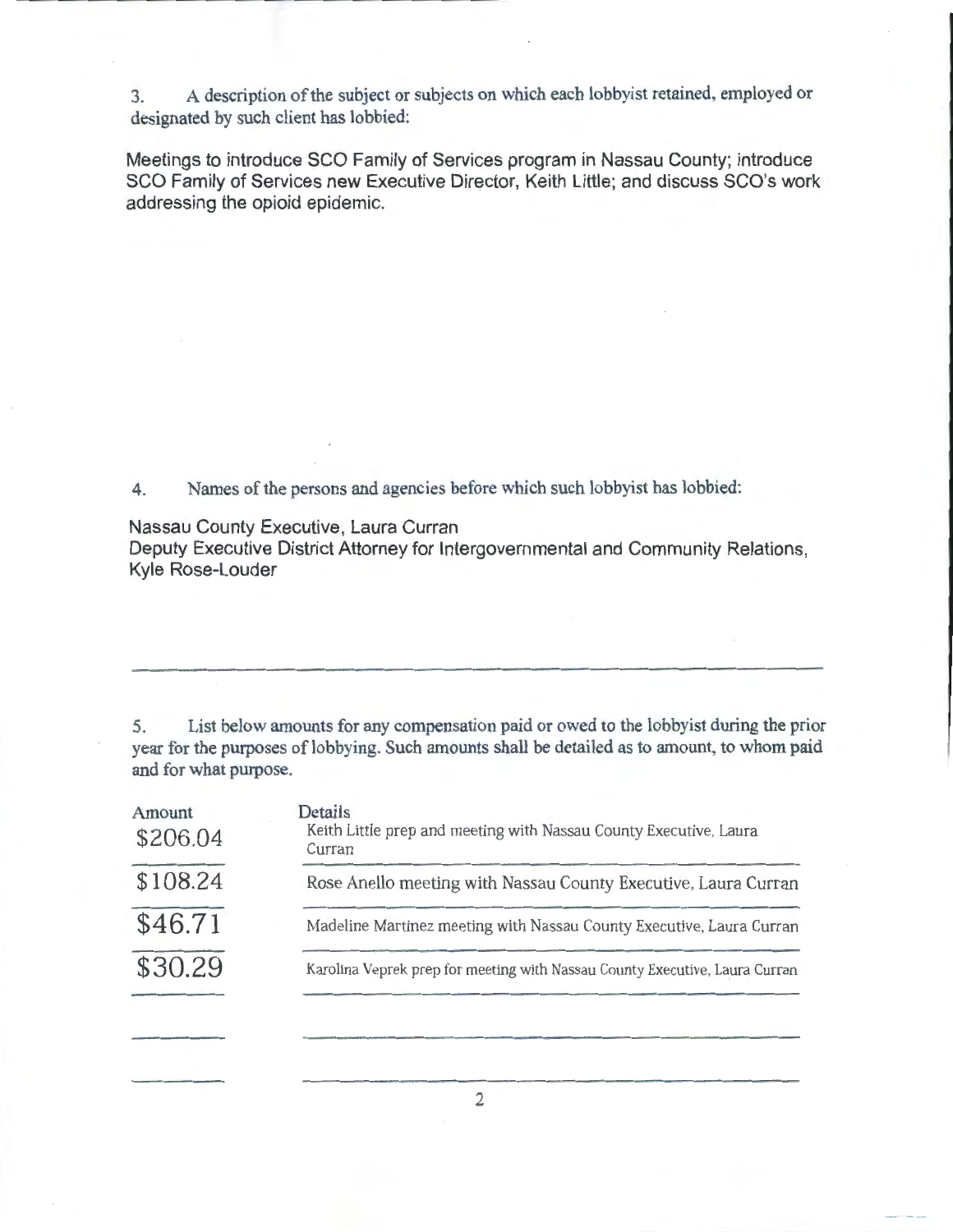3. A description of the subject or subjects on which each lobbyist retained, employed or designated by such client has lobbied:

Meetings to introduce SCO Family of Services program in Nassau County; introduce SCO Family of Services new Executive Director, Keith Little; and discuss SCO's work addressing the opioid epidemic.

4. Names of the persons and agencies before which such lobbyist has lobbied:

Nassau County Executive, Laura Curran
Deputy Executive District Attorney for Intergovernmental and Community Relations, Kyle Rose-Louder

5. List below amounts for any compensation paid or owed to the lobbyist during the prior year for the purposes of lobbying. Such amounts shall be detailed as to amount, to whom paid and for what purpose.

| Amount | Details |
| --- | --- |
| $206.04 | Keith Little prep and meeting with Nassau County Executive, Laura Curran |
| $108.24 | Rose Anello meeting with Nassau County Executive, Laura Curran |
| $46.71 | Madeline Martinez meeting with Nassau County Executive, Laura Curran |
| $30.29 | Karolina Veprek prep for meeting with Nassau County Executive, Laura Curran |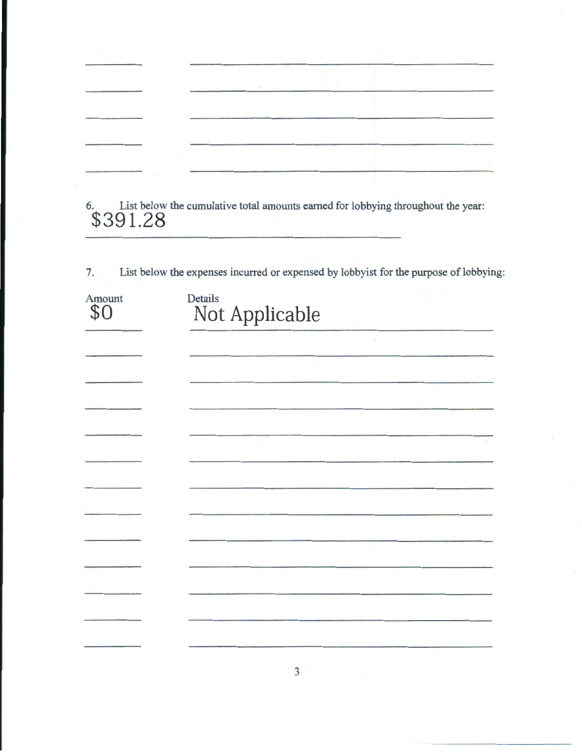6. List below the cumulative total amounts earned for lobbying throughout the year:

$391.28

7. List below the expenses incurred or expensed by lobbyist for the purpose of lobbying:

| Amount | Details |
| --- | --- |
| $0 | Not Applicable |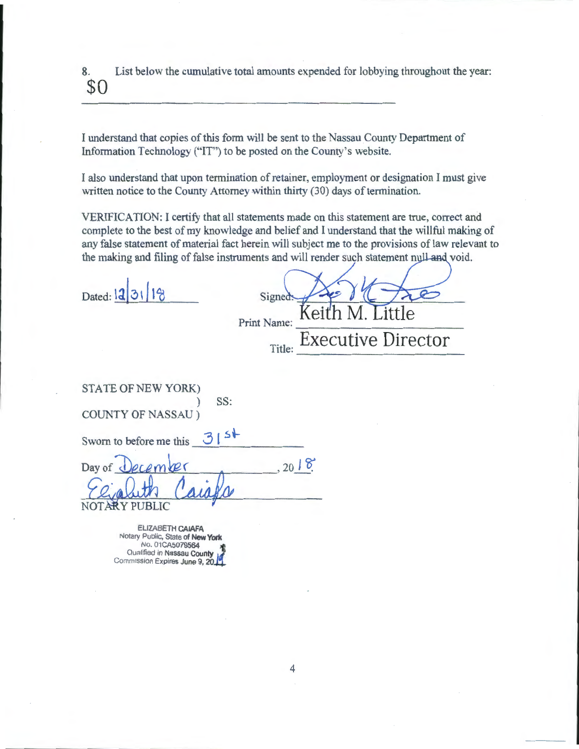8. List below the cumulative total amounts expended for lobbying throughout the year:

$0

I understand that copies of this form will be sent to the Nassau County Department of Information Technology ("IT") to be posted on the County's website.

I also understand that upon termination of retainer, employment or designation I must give written notice to the County Attorney within thirty (30) days of termination.

VERIFICATION: I certify that all statements made on this statement are true, correct and complete to the best of my knowledge and belief and I understand that the willful making of any false statement of material fact herein will subject me to the provisions of law relevant to the making and filing of false instruments and will render such statement null and void.

Dated: 12/31/18

Signed: [signature]

Print Name: Keith M. Little

Title: Executive Director

STATE OF NEW YORK)
) SS:
COUNTY OF NASSAU )

Sworn to before me this 31st

Day of December, 2018

[signature: Elizabeth Caiafa]
NOTARY PUBLIC

ELIZABETH CAIAFA
Notary Public, State of New York
No. 01CA5079564
Qualified in Nassau County
Commission Expires June 9, 2019